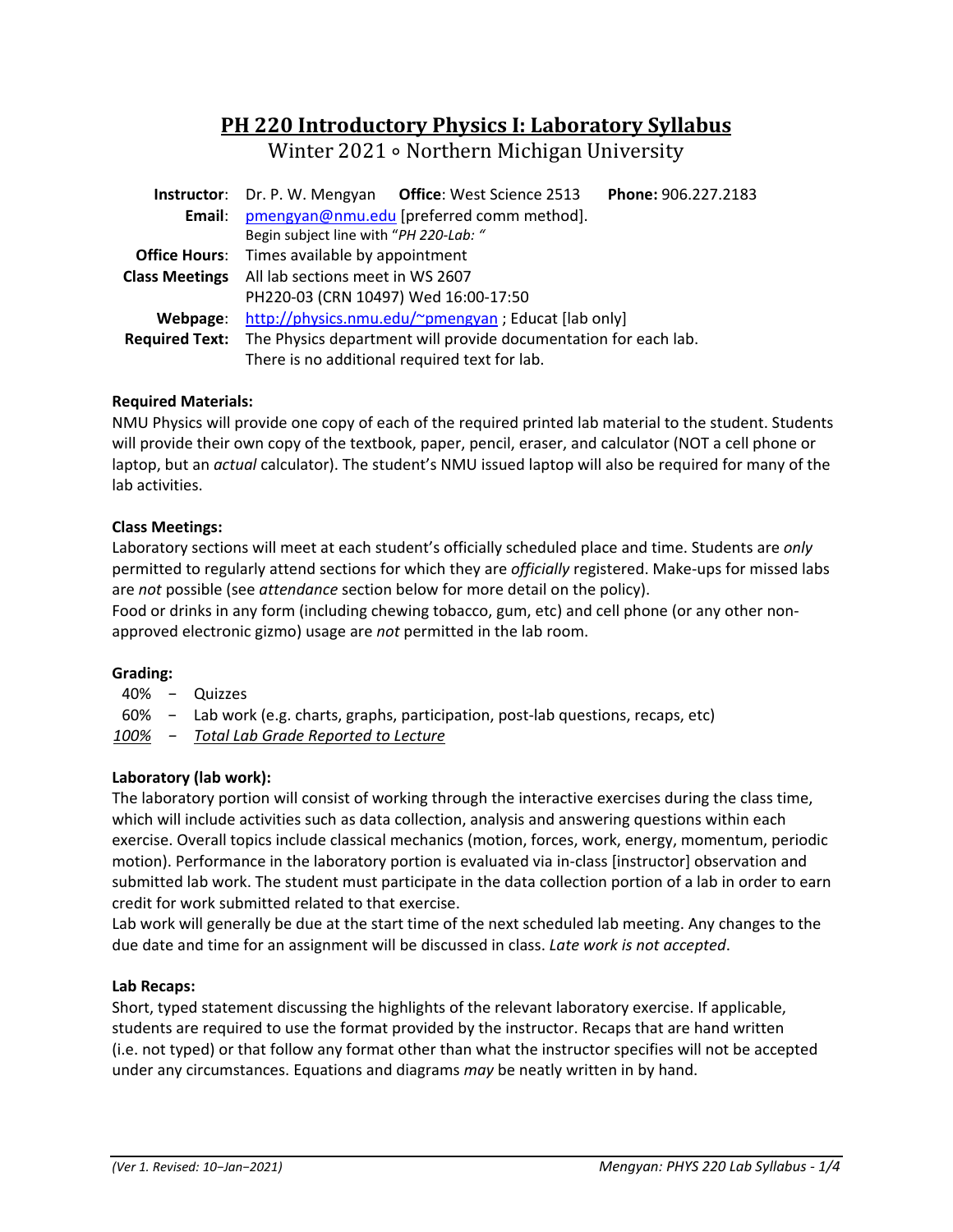# PH 220 Introductory Physics I: Laboratory Syllabus

Winter 2021 ∘ Northern Michigan University

**Instructor**: Dr. P. W. Mengyan **Office**: West Science 2513 **Phone:** 906.227.2183
**Email**: pmengyan@nmu.edu [preferred comm method].
Begin subject line with "*PH 220-Lab: "*
**Office Hours**: Times available by appointment
**Class Meetings** All lab sections meet in WS 2607
PH220-03 (CRN 10497) Wed 16:00-17:50
**Webpage**: http://physics.nmu.edu/~pmengyan ; Educat [lab only]
**Required Text:** The Physics department will provide documentation for each lab. There is no additional required text for lab.

### Required Materials:

NMU Physics will provide one copy of each of the required printed lab material to the student. Students will provide their own copy of the textbook, paper, pencil, eraser, and calculator (NOT a cell phone or laptop, but an *actual* calculator). The student's NMU issued laptop will also be required for many of the lab activities.

### Class Meetings:

Laboratory sections will meet at each student's officially scheduled place and time. Students are *only* permitted to regularly attend sections for which they are *officially* registered. Make-ups for missed labs are *not* possible (see *attendance* section below for more detail on the policy).
Food or drinks in any form (including chewing tobacco, gum, etc) and cell phone (or any other non-approved electronic gizmo) usage are *not* permitted in the lab room.

### Grading:

40% − Quizzes
60% − Lab work (e.g. charts, graphs, participation, post-lab questions, recaps, etc)
*100%* − *Total Lab Grade Reported to Lecture*

### Laboratory (lab work):

The laboratory portion will consist of working through the interactive exercises during the class time, which will include activities such as data collection, analysis and answering questions within each exercise. Overall topics include classical mechanics (motion, forces, work, energy, momentum, periodic motion). Performance in the laboratory portion is evaluated via in-class [instructor] observation and submitted lab work. The student must participate in the data collection portion of a lab in order to earn credit for work submitted related to that exercise.
Lab work will generally be due at the start time of the next scheduled lab meeting. Any changes to the due date and time for an assignment will be discussed in class. *Late work is not accepted*.

### Lab Recaps:

Short, typed statement discussing the highlights of the relevant laboratory exercise. If applicable, students are required to use the format provided by the instructor. Recaps that are hand written (i.e. not typed) or that follow any format other than what the instructor specifies will not be accepted under any circumstances. Equations and diagrams *may* be neatly written in by hand.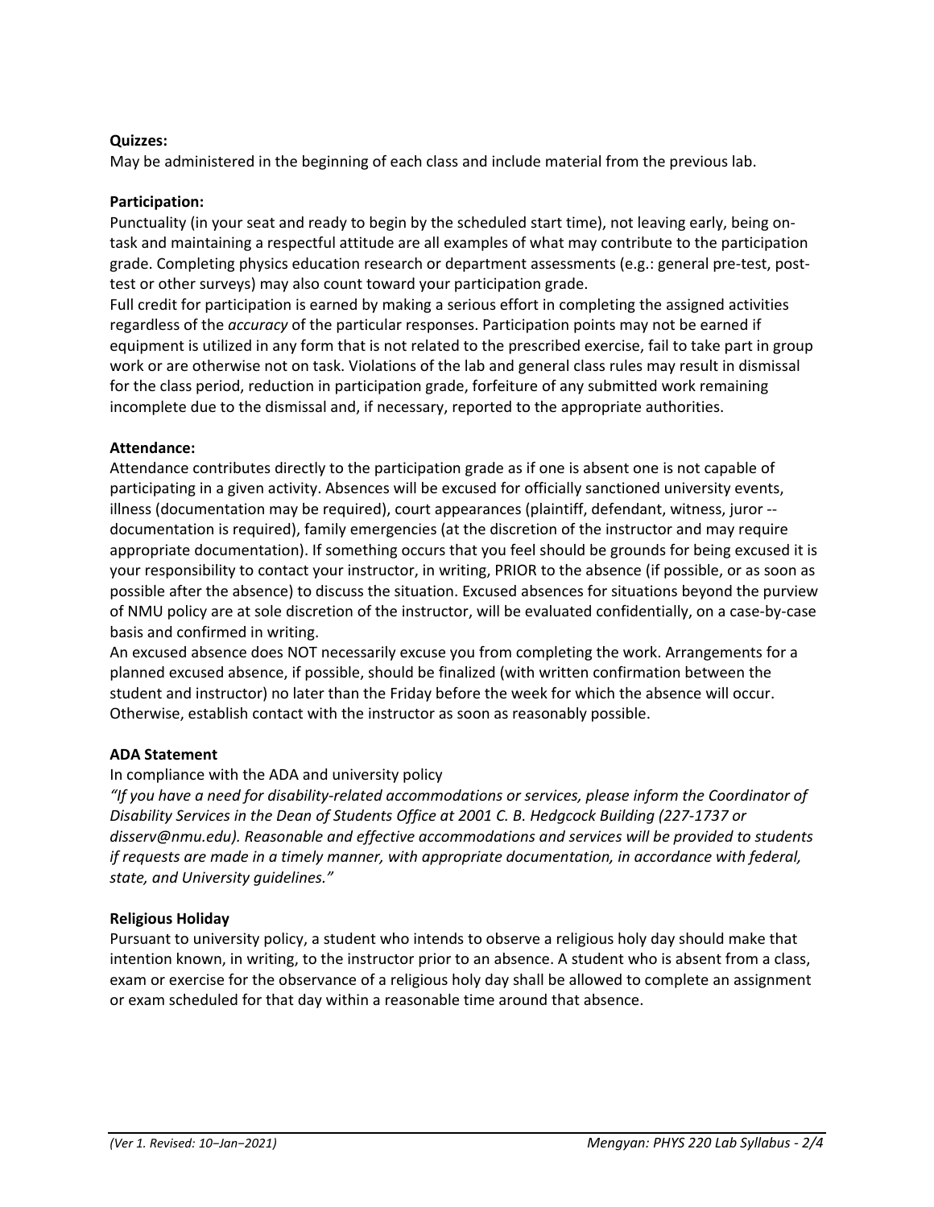**Quizzes:**

May be administered in the beginning of each class and include material from the previous lab.

**Participation:**

Punctuality (in your seat and ready to begin by the scheduled start time), not leaving early, being on-task and maintaining a respectful attitude are all examples of what may contribute to the participation grade. Completing physics education research or department assessments (e.g.: general pre-test, post-test or other surveys) may also count toward your participation grade.

Full credit for participation is earned by making a serious effort in completing the assigned activities regardless of the *accuracy* of the particular responses. Participation points may not be earned if equipment is utilized in any form that is not related to the prescribed exercise, fail to take part in group work or are otherwise not on task. Violations of the lab and general class rules may result in dismissal for the class period, reduction in participation grade, forfeiture of any submitted work remaining incomplete due to the dismissal and, if necessary, reported to the appropriate authorities.

**Attendance:**

Attendance contributes directly to the participation grade as if one is absent one is not capable of participating in a given activity. Absences will be excused for officially sanctioned university events, illness (documentation may be required), court appearances (plaintiff, defendant, witness, juror -- documentation is required), family emergencies (at the discretion of the instructor and may require appropriate documentation). If something occurs that you feel should be grounds for being excused it is your responsibility to contact your instructor, in writing, PRIOR to the absence (if possible, or as soon as possible after the absence) to discuss the situation. Excused absences for situations beyond the purview of NMU policy are at sole discretion of the instructor, will be evaluated confidentially, on a case-by-case basis and confirmed in writing.

An excused absence does NOT necessarily excuse you from completing the work. Arrangements for a planned excused absence, if possible, should be finalized (with written confirmation between the student and instructor) no later than the Friday before the week for which the absence will occur. Otherwise, establish contact with the instructor as soon as reasonably possible.

**ADA Statement**

In compliance with the ADA and university policy

*"If you have a need for disability-related accommodations or services, please inform the Coordinator of Disability Services in the Dean of Students Office at 2001 C. B. Hedgcock Building (227-1737 or disserv@nmu.edu). Reasonable and effective accommodations and services will be provided to students if requests are made in a timely manner, with appropriate documentation, in accordance with federal, state, and University guidelines."*

**Religious Holiday**

Pursuant to university policy, a student who intends to observe a religious holy day should make that intention known, in writing, to the instructor prior to an absence. A student who is absent from a class, exam or exercise for the observance of a religious holy day shall be allowed to complete an assignment or exam scheduled for that day within a reasonable time around that absence.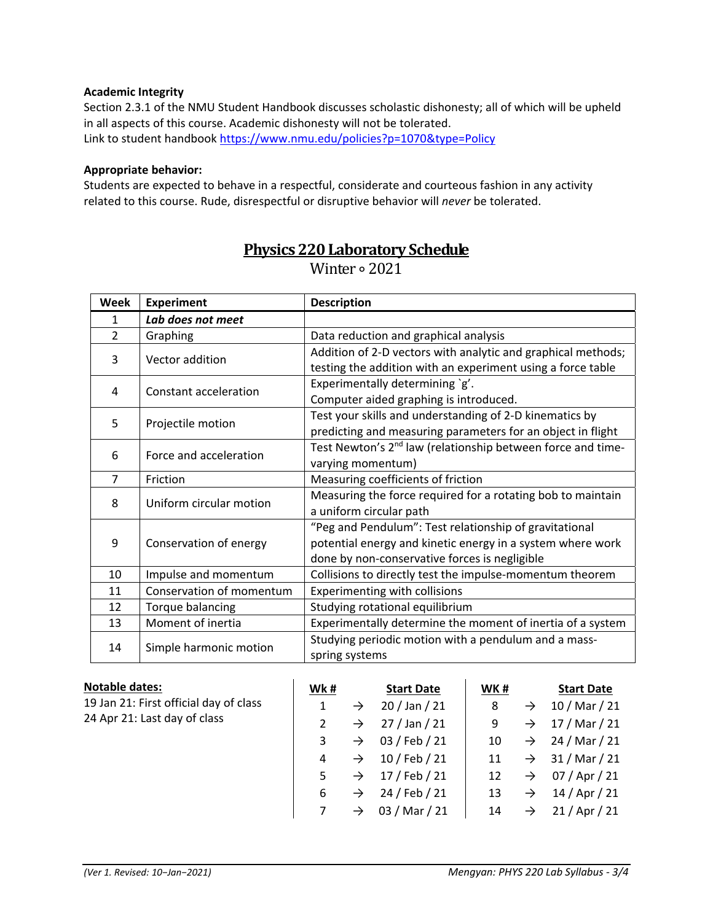**Academic Integrity**
Section 2.3.1 of the NMU Student Handbook discusses scholastic dishonesty; all of which will be upheld in all aspects of this course. Academic dishonesty will not be tolerated.
Link to student handbook https://www.nmu.edu/policies?p=1070&type=Policy

**Appropriate behavior:**
Students are expected to behave in a respectful, considerate and courteous fashion in any activity related to this course. Rude, disrespectful or disruptive behavior will *never* be tolerated.

## Physics 220 Laboratory Schedule

Winter ∘ 2021

| Week | Experiment | Description |
|---|---|---|
| 1 | ***Lab does not meet*** | |
| 2 | Graphing | Data reduction and graphical analysis |
| 3 | Vector addition | Addition of 2-D vectors with analytic and graphical methods; testing the addition with an experiment using a force table |
| 4 | Constant acceleration | Experimentally determining `g'. Computer aided graphing is introduced. |
| 5 | Projectile motion | Test your skills and understanding of 2-D kinematics by predicting and measuring parameters for an object in flight |
| 6 | Force and acceleration | Test Newton's 2nd law (relationship between force and time-varying momentum) |
| 7 | Friction | Measuring coefficients of friction |
| 8 | Uniform circular motion | Measuring the force required for a rotating bob to maintain a uniform circular path |
| 9 | Conservation of energy | "Peg and Pendulum": Test relationship of gravitational potential energy and kinetic energy in a system where work done by non-conservative forces is negligible |
| 10 | Impulse and momentum | Collisions to directly test the impulse-momentum theorem |
| 11 | Conservation of momentum | Experimenting with collisions |
| 12 | Torque balancing | Studying rotational equilibrium |
| 13 | Moment of inertia | Experimentally determine the moment of inertia of a system |
| 14 | Simple harmonic motion | Studying periodic motion with a pendulum and a mass-spring systems |

**Notable dates:**
19 Jan 21: First official day of class
24 Apr 21: Last day of class

| Wk # | | Start Date | WK # | | Start Date |
|---|---|---|---|---|---|
| 1 | → | 20 / Jan / 21 | 8 | → | 10 / Mar / 21 |
| 2 | → | 27 / Jan / 21 | 9 | → | 17 / Mar / 21 |
| 3 | → | 03 / Feb / 21 | 10 | → | 24 / Mar / 21 |
| 4 | → | 10 / Feb / 21 | 11 | → | 31 / Mar / 21 |
| 5 | → | 17 / Feb / 21 | 12 | → | 07 / Apr / 21 |
| 6 | → | 24 / Feb / 21 | 13 | → | 14 / Apr / 21 |
| 7 | → | 03 / Mar / 21 | 14 | → | 21 / Apr / 21 |

*(Ver 1. Revised: 10−Jan−2021)*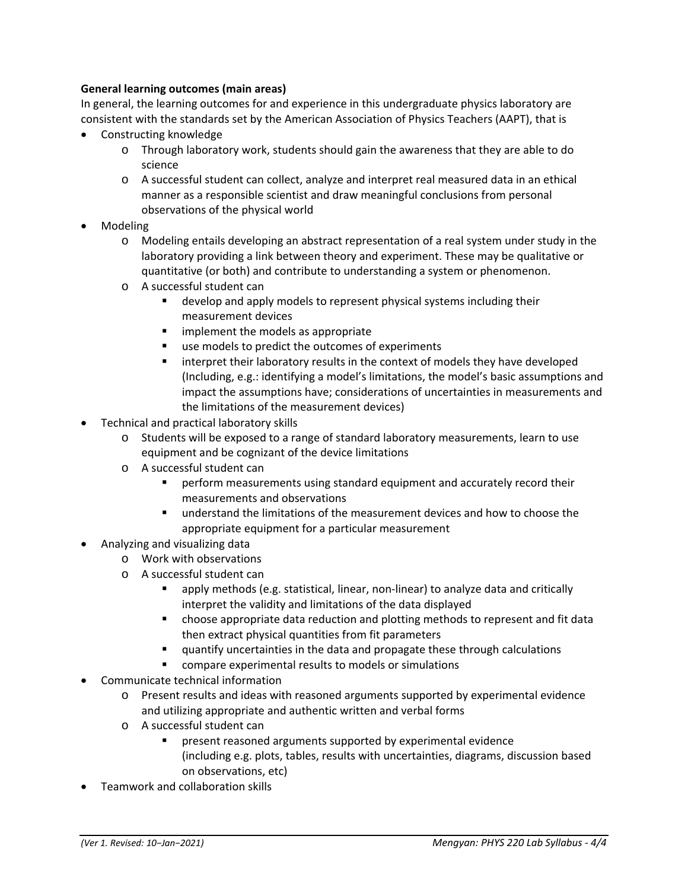**General learning outcomes (main areas)**

In general, the learning outcomes for and experience in this undergraduate physics laboratory are consistent with the standards set by the American Association of Physics Teachers (AAPT), that is

- Constructing knowledge
  - Through laboratory work, students should gain the awareness that they are able to do science
  - A successful student can collect, analyze and interpret real measured data in an ethical manner as a responsible scientist and draw meaningful conclusions from personal observations of the physical world
- Modeling
  - Modeling entails developing an abstract representation of a real system under study in the laboratory providing a link between theory and experiment. These may be qualitative or quantitative (or both) and contribute to understanding a system or phenomenon.
  - A successful student can
    - develop and apply models to represent physical systems including their measurement devices
    - implement the models as appropriate
    - use models to predict the outcomes of experiments
    - interpret their laboratory results in the context of models they have developed (Including, e.g.: identifying a model's limitations, the model's basic assumptions and impact the assumptions have; considerations of uncertainties in measurements and the limitations of the measurement devices)
- Technical and practical laboratory skills
  - Students will be exposed to a range of standard laboratory measurements, learn to use equipment and be cognizant of the device limitations
  - A successful student can
    - perform measurements using standard equipment and accurately record their measurements and observations
    - understand the limitations of the measurement devices and how to choose the appropriate equipment for a particular measurement
- Analyzing and visualizing data
  - Work with observations
  - A successful student can
    - apply methods (e.g. statistical, linear, non-linear) to analyze data and critically interpret the validity and limitations of the data displayed
    - choose appropriate data reduction and plotting methods to represent and fit data then extract physical quantities from fit parameters
    - quantify uncertainties in the data and propagate these through calculations
    - compare experimental results to models or simulations
- Communicate technical information
  - Present results and ideas with reasoned arguments supported by experimental evidence and utilizing appropriate and authentic written and verbal forms
  - A successful student can
    - present reasoned arguments supported by experimental evidence (including e.g. plots, tables, results with uncertainties, diagrams, discussion based on observations, etc)
- Teamwork and collaboration skills